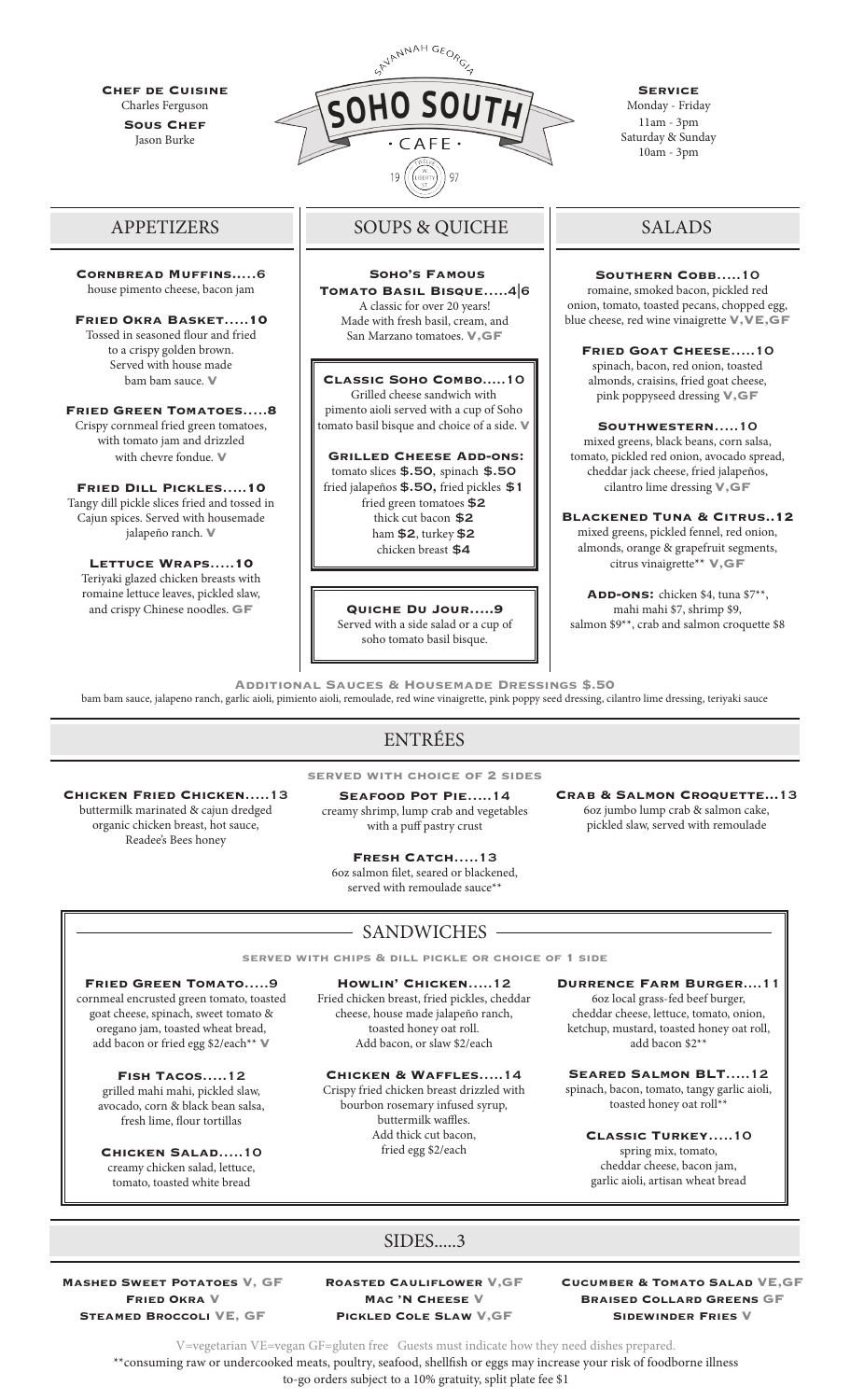**Chef de Cuisine**
Charles Ferguson
**Sous Chef**
Jason Burke

# SOHO SOUTH

Savannah Georgia

· CAFE ·

19 97

**Service**
Monday - Friday
11am - 3pm
Saturday & Sunday
10am - 3pm

## APPETIZERS

**Cornbread Muffins.....6**
house pimento cheese, bacon jam

**Fried Okra Basket.....10**
Tossed in seasoned flour and fried to a crispy golden brown. Served with house made bam bam sauce. **V**

**Fried Green Tomatoes.....8**
Crispy cornmeal fried green tomatoes, with tomato jam and drizzled with chevre fondue. **V**

**Fried Dill Pickles.....10**
Tangy dill pickle slices fried and tossed in Cajun spices. Served with housemade jalapeño ranch. **V**

**Lettuce Wraps.....10**
Teriyaki glazed chicken breasts with romaine lettuce leaves, pickled slaw, and crispy Chinese noodles. **GF**

## SOUPS & QUICHE

**Soho's Famous Tomato Basil Bisque.....4|6**
A classic for over 20 years! Made with fresh basil, cream, and San Marzano tomatoes. **V,GF**

**Classic Soho Combo.....10**
Grilled cheese sandwich with pimento aioli served with a cup of Soho tomato basil bisque and choice of a side. **V**

**Grilled Cheese Add-ons:**
tomato slices **$.50**, spinach **$.50**
fried jalapeños **$.50**, fried pickles **$1**
fried green tomatoes **$2**
thick cut bacon **$2**
ham **$2**, turkey **$2**
chicken breast **$4**

**Quiche Du Jour.....9**
Served with a side salad or a cup of soho tomato basil bisque.

## SALADS

**Southern Cobb.....10**
romaine, smoked bacon, pickled red onion, tomato, toasted pecans, chopped egg, blue cheese, red wine vinaigrette **V,VE,GF**

**Fried Goat Cheese.....10**
spinach, bacon, red onion, toasted almonds, craisins, fried goat cheese, pink poppyseed dressing **V,GF**

**Southwestern.....10**
mixed greens, black beans, corn salsa, tomato, pickled red onion, avocado spread, cheddar jack cheese, fried jalapeños, cilantro lime dressing **V,GF**

**Blackened Tuna & Citrus..12**
mixed greens, pickled fennel, red onion, almonds, orange & grapefruit segments, citrus vinaigrette** **V,GF**

**Add-ons:** chicken $4, tuna $7**, mahi mahi $7, shrimp $9, salmon $9**, crab and salmon croquette $8

**Additional Sauces & Housemade Dressings $.50**
bam bam sauce, jalapeno ranch, garlic aioli, pimiento aioli, remoulade, red wine vinaigrette, pink poppy seed dressing, cilantro lime dressing, teriyaki sauce

## ENTRÉES

**served with choice of 2 sides**

**Chicken Fried Chicken.....13**
buttermilk marinated & cajun dredged organic chicken breast, hot sauce, Readee's Bees honey

**Seafood Pot Pie.....14**
creamy shrimp, lump crab and vegetables with a puff pastry crust

**Fresh Catch.....13**
6oz salmon filet, seared or blackened, served with remoulade sauce**

**Crab & Salmon Croquette...13**
6oz jumbo lump crab & salmon cake, pickled slaw, served with remoulade

## SANDWICHES

**served with chips & dill pickle or choice of 1 side**

**Fried Green Tomato.....9**
cornmeal encrusted green tomato, toasted goat cheese, spinach, sweet tomato & oregano jam, toasted wheat bread, add bacon or fried egg $2/each** **V**

**Fish Tacos.....12**
grilled mahi mahi, pickled slaw, avocado, corn & black bean salsa, fresh lime, flour tortillas

**Chicken Salad.....10**
creamy chicken salad, lettuce, tomato, toasted white bread

**Howlin' Chicken.....12**
Fried chicken breast, fried pickles, cheddar cheese, house made jalapeño ranch, toasted honey oat roll. Add bacon, or slaw $2/each

**Chicken & Waffles.....14**
Crispy fried chicken breast drizzled with bourbon rosemary infused syrup, buttermilk waffles. Add thick cut bacon, fried egg $2/each

**Durrence Farm Burger....11**
6oz local grass-fed beef burger, cheddar cheese, lettuce, tomato, onion, ketchup, mustard, toasted honey oat roll, add bacon $2**

**Seared Salmon BLT.....12**
spinach, bacon, tomato, tangy garlic aioli, toasted honey oat roll**

**Classic Turkey.....10**
spring mix, tomato, cheddar cheese, bacon jam, garlic aioli, artisan wheat bread

## SIDES.....3

**Mashed Sweet Potatoes V, GF**
**Fried Okra V**
**Steamed Broccoli VE, GF**
**Roasted Cauliflower V,GF**
**Mac 'N Cheese V**
**Pickled Cole Slaw V,GF**
**Cucumber & Tomato Salad VE,GF**
**Braised Collard Greens GF**
**Sidewinder Fries V**

V=vegetarian VE=vegan GF=gluten free Guests must indicate how they need dishes prepared.
**consuming raw or undercooked meats, poultry, seafood, shellfish or eggs may increase your risk of foodborne illness
to-go orders subject to a 10% gratuity, split plate fee $1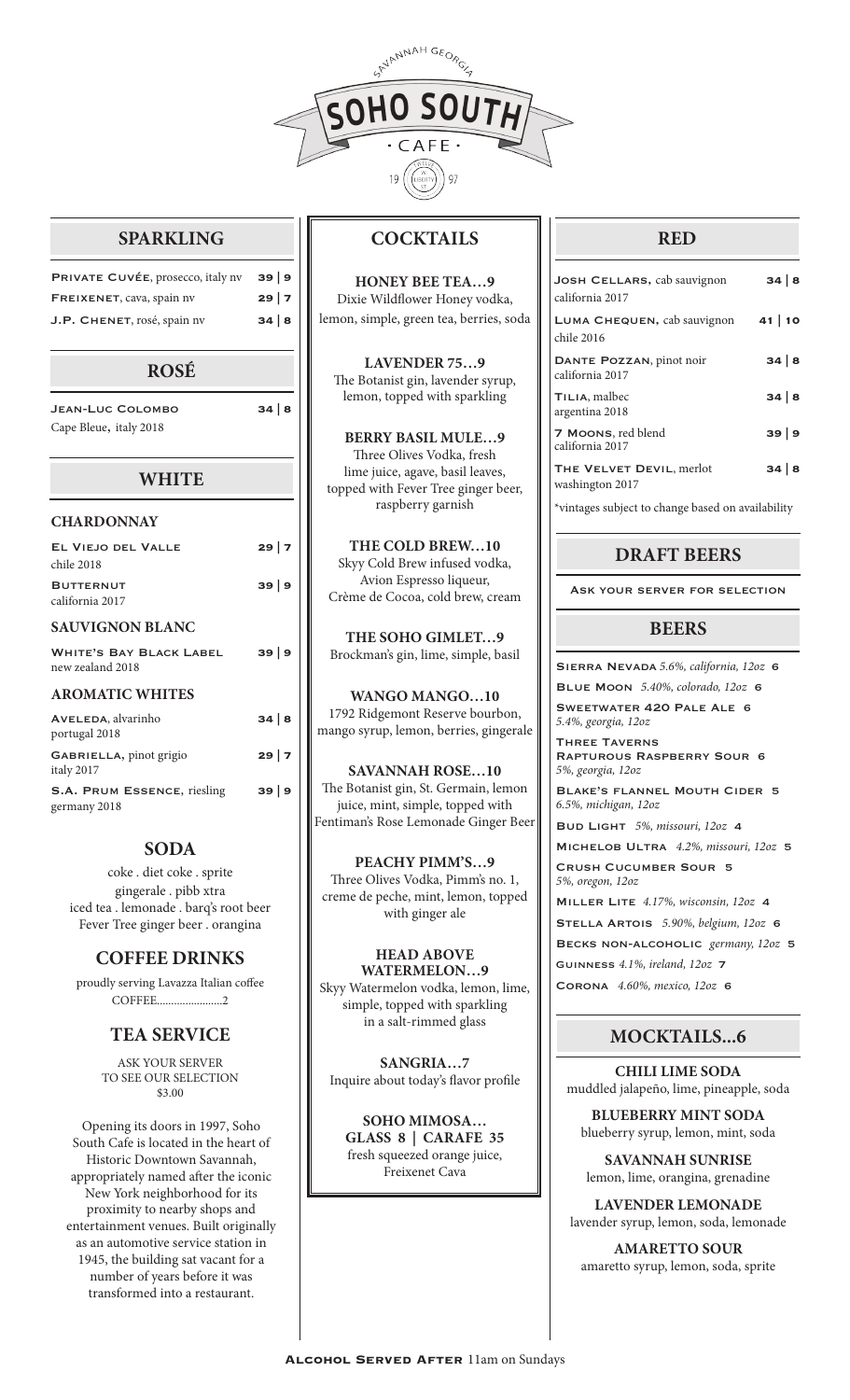SAVANNAH GEORGIA

# SOHO SOUTH

· CAFE ·

19 97

12 W LIBERTY ST

## SPARKLING

| | |
|---|---|
| **PRIVATE CUVÉE**, prosecco, italy nv | 39 \| 9 |
| **FREIXENET**, cava, spain nv | 29 \| 7 |
| **J.P. CHENET**, rosé, spain nv | 34 \| 8 |

## ROSÉ

| | |
|---|---|
| **JEAN-LUC COLOMBO** Cape Bleue, italy 2018 | 34 \| 8 |

## WHITE

### CHARDONNAY

| | |
|---|---|
| **EL VIEJO DEL VALLE** chile 2018 | 29 \| 7 |
| **BUTTERNUT** california 2017 | 39 \| 9 |

### SAUVIGNON BLANC

| | |
|---|---|
| **WHITE'S BAY BLACK LABEL** new zealand 2018 | 39 \| 9 |

### AROMATIC WHITES

| | |
|---|---|
| **AVELEDA**, alvarinho portugal 2018 | 34 \| 8 |
| **GABRIELLA**, pinot grigio italy 2017 | 29 \| 7 |
| **S.A. PRUM ESSENCE**, riesling germany 2018 | 39 \| 9 |

## SODA

coke . diet coke . sprite
gingerale . pibb xtra
iced tea . lemonade . barq's root beer
Fever Tree ginger beer . orangina

## COFFEE DRINKS

proudly serving Lavazza Italian coffee
COFFEE.......................2

## TEA SERVICE

ASK YOUR SERVER
TO SEE OUR SELECTION
$3.00

Opening its doors in 1997, Soho South Cafe is located in the heart of Historic Downtown Savannah, appropriately named after the iconic New York neighborhood for its proximity to nearby shops and entertainment venues. Built originally as an automotive service station in 1945, the building sat vacant for a number of years before it was transformed into a restaurant.

## COCKTAILS

**HONEY BEE TEA…9**
Dixie Wildflower Honey vodka, lemon, simple, green tea, berries, soda

**LAVENDER 75…9**
The Botanist gin, lavender syrup, lemon, topped with sparkling

**BERRY BASIL MULE…9**
Three Olives Vodka, fresh lime juice, agave, basil leaves, topped with Fever Tree ginger beer, raspberry garnish

**THE COLD BREW…10**
Skyy Cold Brew infused vodka, Avion Espresso liqueur, Crème de Cocoa, cold brew, cream

**THE SOHO GIMLET…9**
Brockman's gin, lime, simple, basil

**WANGO MANGO…10**
1792 Ridgemont Reserve bourbon, mango syrup, lemon, berries, gingerale

**SAVANNAH ROSE…10**
The Botanist gin, St. Germain, lemon juice, mint, simple, topped with Fentiman's Rose Lemonade Ginger Beer

**PEACHY PIMM'S…9**
Three Olives Vodka, Pimm's no. 1, creme de peche, mint, lemon, topped with ginger ale

**HEAD ABOVE WATERMELON…9**
Skyy Watermelon vodka, lemon, lime, simple, topped with sparkling in a salt-rimmed glass

**SANGRIA…7**
Inquire about today's flavor profile

**SOHO MIMOSA…**
**GLASS 8 | CARAFE 35**
fresh squeezed orange juice, Freixenet Cava

## RED

| | |
|---|---|
| **JOSH CELLARS**, cab sauvignon california 2017 | 34 \| 8 |
| **LUMA CHEQUEN**, cab sauvignon chile 2016 | 41 \| 10 |
| **DANTE POZZAN**, pinot noir california 2017 | 34 \| 8 |
| **TILIA**, malbec argentina 2018 | 34 \| 8 |
| **7 MOONS**, red blend california 2017 | 39 \| 9 |
| **THE VELVET DEVIL**, merlot washington 2017 | 34 \| 8 |

*vintages subject to change based on availability

## DRAFT BEERS

ASK YOUR SERVER FOR SELECTION

## BEERS

**SIERRA NEVADA** *5.6%, california, 12oz* **6**
**BLUE MOON** *5.40%, colorado, 12oz* **6**
**SWEETWATER 420 PALE ALE** **6** *5.4%, georgia, 12oz*
**THREE TAVERNS RAPTUROUS RASPBERRY SOUR** **6** *5%, georgia, 12oz*
**BLAKE'S FLANNEL MOUTH CIDER** **5** *6.5%, michigan, 12oz*
**BUD LIGHT** *5%, missouri, 12oz* **4**
**MICHELOB ULTRA** *4.2%, missouri, 12oz* **5**
**CRUSH CUCUMBER SOUR** **5** *5%, oregon, 12oz*
**MILLER LITE** *4.17%, wisconsin, 12oz* **4**
**STELLA ARTOIS** *5.90%, belgium, 12oz* **6**
**BECKS NON-ALCOHOLIC** *germany, 12oz* **5**
**GUINNESS** *4.1%, ireland, 12oz* **7**
**CORONA** *4.60%, mexico, 12oz* **6**

## MOCKTAILS...6

**CHILI LIME SODA**
muddled jalapeño, lime, pineapple, soda

**BLUEBERRY MINT SODA**
blueberry syrup, lemon, mint, soda

**SAVANNAH SUNRISE**
lemon, lime, orangina, grenadine

**LAVENDER LEMONADE**
lavender syrup, lemon, soda, lemonade

**AMARETTO SOUR**
amaretto syrup, lemon, soda, sprite

**ALCOHOL SERVED AFTER** 11am on Sundays